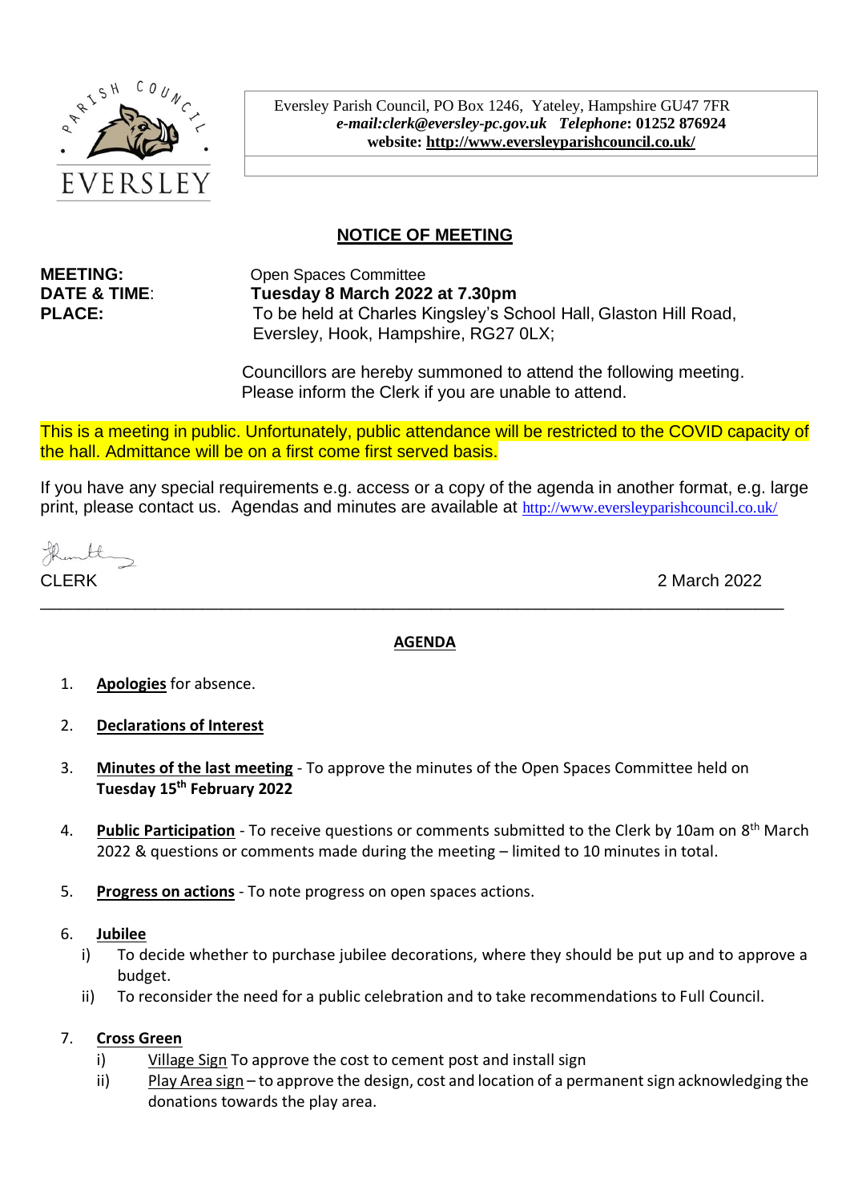PARISH COUNCIL
EVERSLEY

Eversley Parish Council, PO Box 1246, Yateley, Hampshire GU47 7FR
***e-mail:clerk@eversley-pc.gov.uk*** ***Telephone*: 01252 876924**
**website: http://www.eversleyparishcouncil.co.uk/**

## NOTICE OF MEETING

**MEETING:** Open Spaces Committee
**DATE & TIME**: **Tuesday 8 March 2022 at 7.30pm**
**PLACE:** To be held at Charles Kingsley's School Hall, Glaston Hill Road, Eversley, Hook, Hampshire, RG27 0LX;

Councillors are hereby summoned to attend the following meeting.
Please inform the Clerk if you are unable to attend.

This is a meeting in public. Unfortunately, public attendance will be restricted to the COVID capacity of the hall. Admittance will be on a first come first served basis.

If you have any special requirements e.g. access or a copy of the agenda in another format, e.g. large print, please contact us. Agendas and minutes are available at http://www.eversleyparishcouncil.co.uk/

CLERK 2 March 2022

---

## AGENDA

1. **Apologies** for absence.

2. **Declarations of Interest**

3. **Minutes of the last meeting** - To approve the minutes of the Open Spaces Committee held on **Tuesday 15th February 2022**

4. **Public Participation** - To receive questions or comments submitted to the Clerk by 10am on 8th March 2022 & questions or comments made during the meeting – limited to 10 minutes in total.

5. **Progress on actions** - To note progress on open spaces actions.

6. **Jubilee**
   i) To decide whether to purchase jubilee decorations, where they should be put up and to approve a budget.
   ii) To reconsider the need for a public celebration and to take recommendations to Full Council.

7. **Cross Green**
   i) Village Sign To approve the cost to cement post and install sign
   ii) Play Area sign – to approve the design, cost and location of a permanent sign acknowledging the donations towards the play area.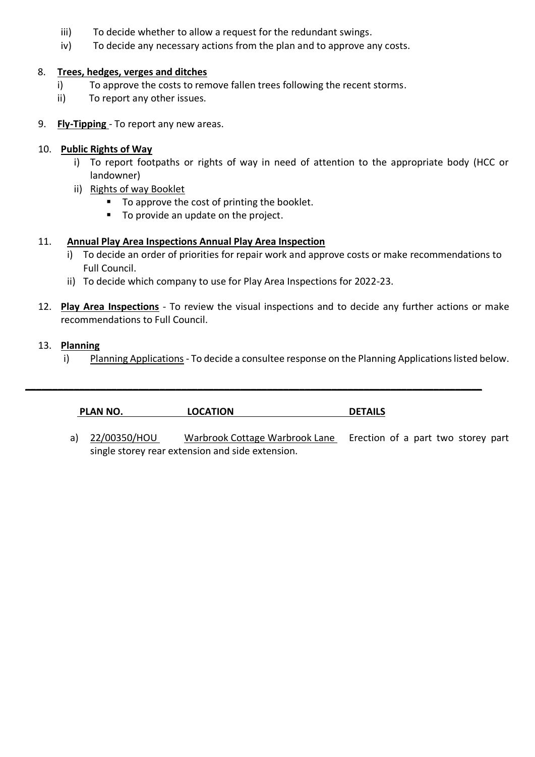iii) To decide whether to allow a request for the redundant swings.

iv) To decide any necessary actions from the plan and to approve any costs.

8. **Trees, hedges, verges and ditches**
   i) To approve the costs to remove fallen trees following the recent storms.
   ii) To report any other issues.

9. **Fly-Tipping** - To report any new areas.

10. **Public Rights of Way**
    i) To report footpaths or rights of way in need of attention to the appropriate body (HCC or landowner)
    ii) Rights of way Booklet
       - To approve the cost of printing the booklet.
       - To provide an update on the project.

11. **Annual Play Area Inspections Annual Play Area Inspection**
    i) To decide an order of priorities for repair work and approve costs or make recommendations to Full Council.
    ii) To decide which company to use for Play Area Inspections for 2022-23.

12. **Play Area Inspections** - To review the visual inspections and to decide any further actions or make recommendations to Full Council.

13. **Planning**
    i) Planning Applications - To decide a consultee response on the Planning Applications listed below.

---

| | PLAN NO. | LOCATION | DETAILS |
|---|---|---|---|
| a) | 22/00350/HOU | Warbrook Cottage Warbrook Lane | Erection of a part two storey part single storey rear extension and side extension. |